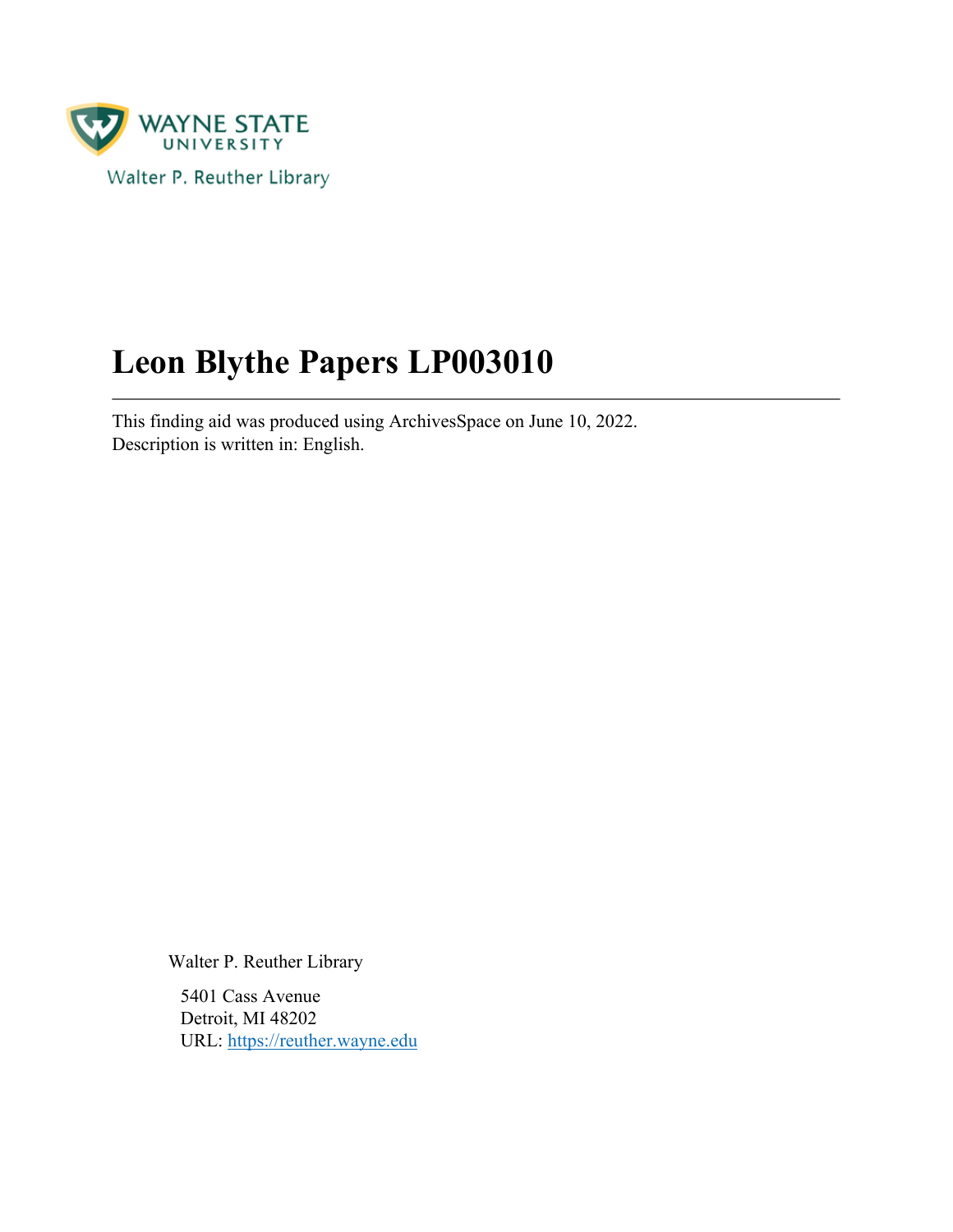WAYNE STATE UNIVERSITY

Walter P. Reuther Library

# Leon Blythe Papers LP003010

---

This finding aid was produced using ArchivesSpace on June 10, 2022.
Description is written in: English.

Walter P. Reuther Library

5401 Cass Avenue
Detroit, MI 48202
URL: https://reuther.wayne.edu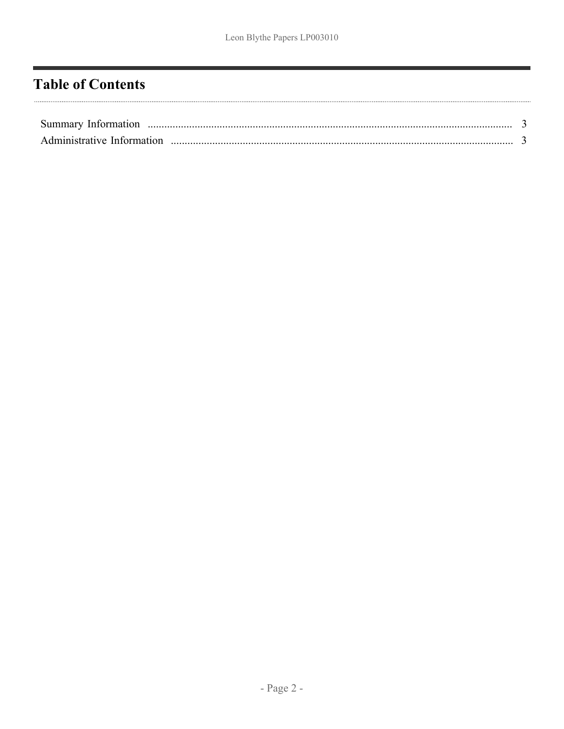# Table of Contents

Summary Information ........................................................................................................................ 3

Administrative Information ................................................................................................................ 3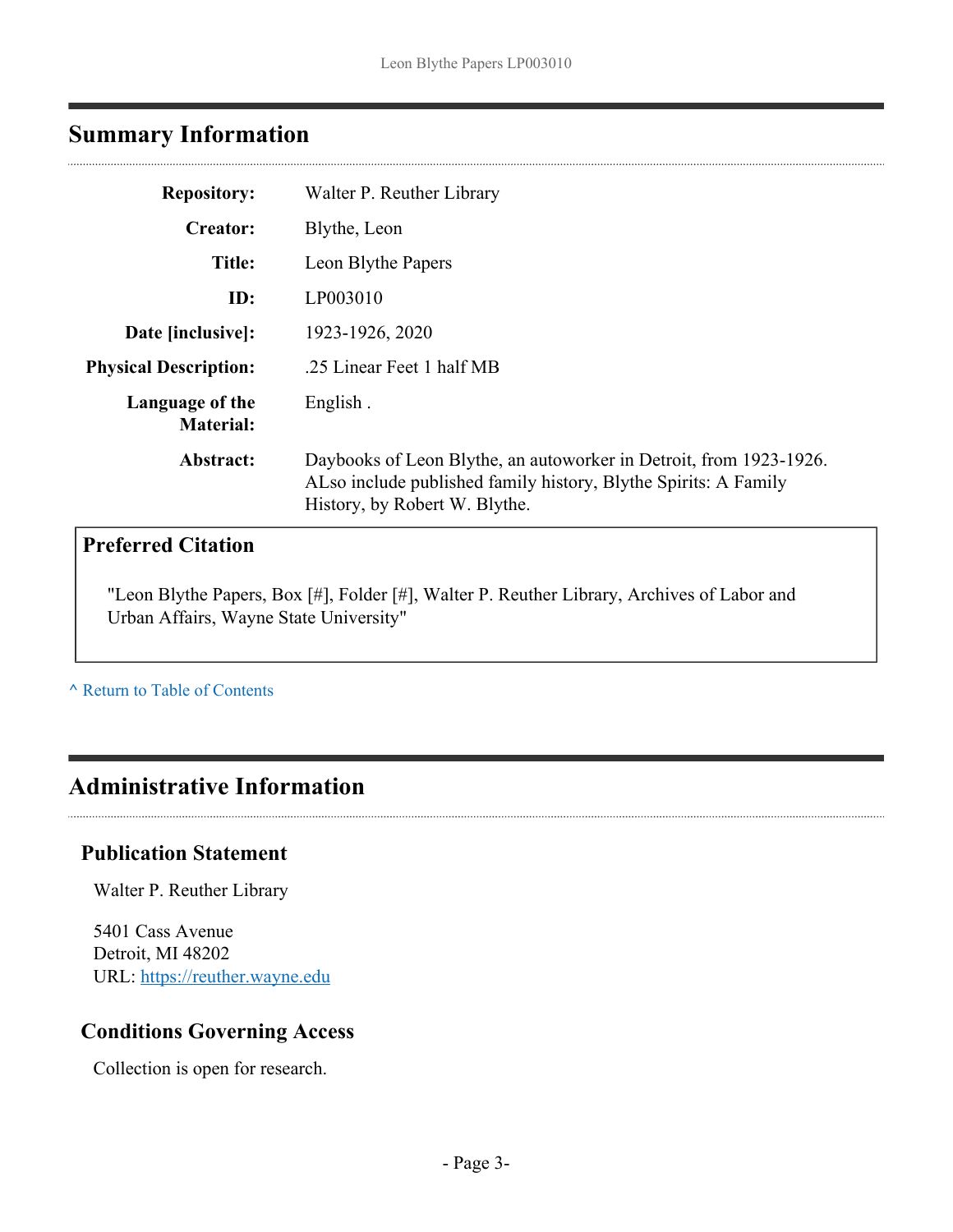## Summary Information

| | |
|---|---|
| **Repository:** | Walter P. Reuther Library |
| **Creator:** | Blythe, Leon |
| **Title:** | Leon Blythe Papers |
| **ID:** | LP003010 |
| **Date [inclusive]:** | 1923-1926, 2020 |
| **Physical Description:** | .25 Linear Feet 1 half MB |
| **Language of the Material:** | English . |
| **Abstract:** | Daybooks of Leon Blythe, an autoworker in Detroit, from 1923-1926. ALso include published family history, Blythe Spirits: A Family History, by Robert W. Blythe. |

### Preferred Citation

"Leon Blythe Papers, Box [#], Folder [#], Walter P. Reuther Library, Archives of Labor and Urban Affairs, Wayne State University"

^ Return to Table of Contents

## Administrative Information

### Publication Statement

Walter P. Reuther Library

5401 Cass Avenue
Detroit, MI 48202
URL: https://reuther.wayne.edu

### Conditions Governing Access

Collection is open for research.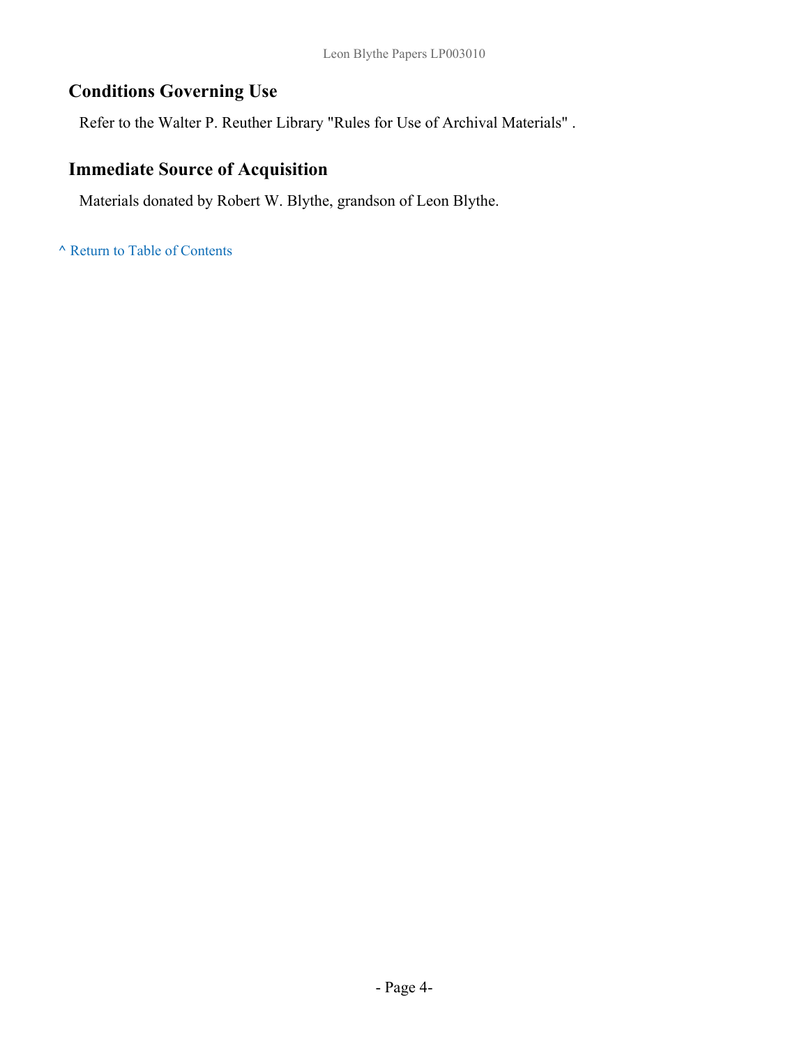## Conditions Governing Use

Refer to the Walter P. Reuther Library "Rules for Use of Archival Materials" .

## Immediate Source of Acquisition

Materials donated by Robert W. Blythe, grandson of Leon Blythe.

^ Return to Table of Contents